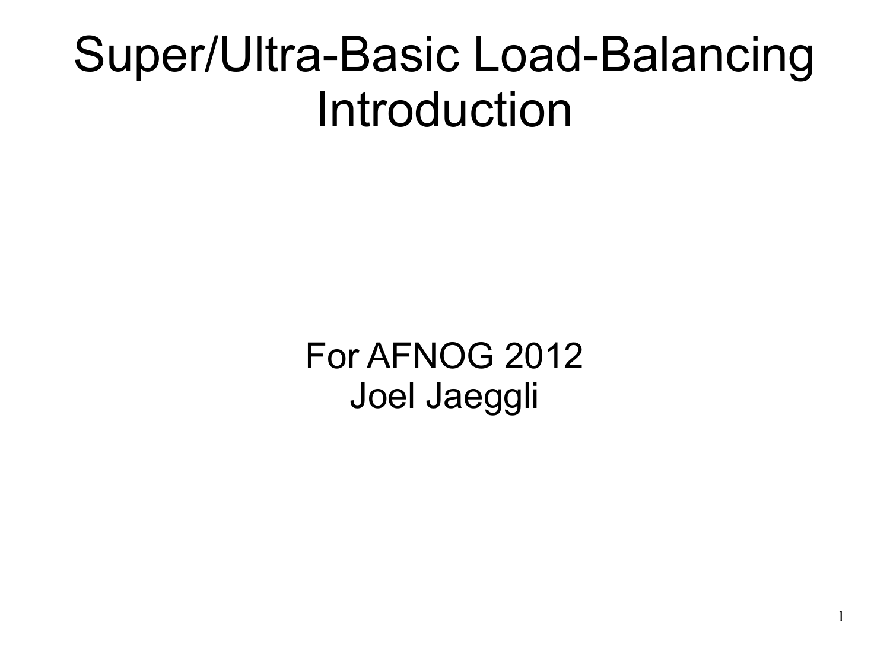# Super/Ultra-Basic Load-Balancing Introduction

For AFNOG 2012
Joel Jaeggli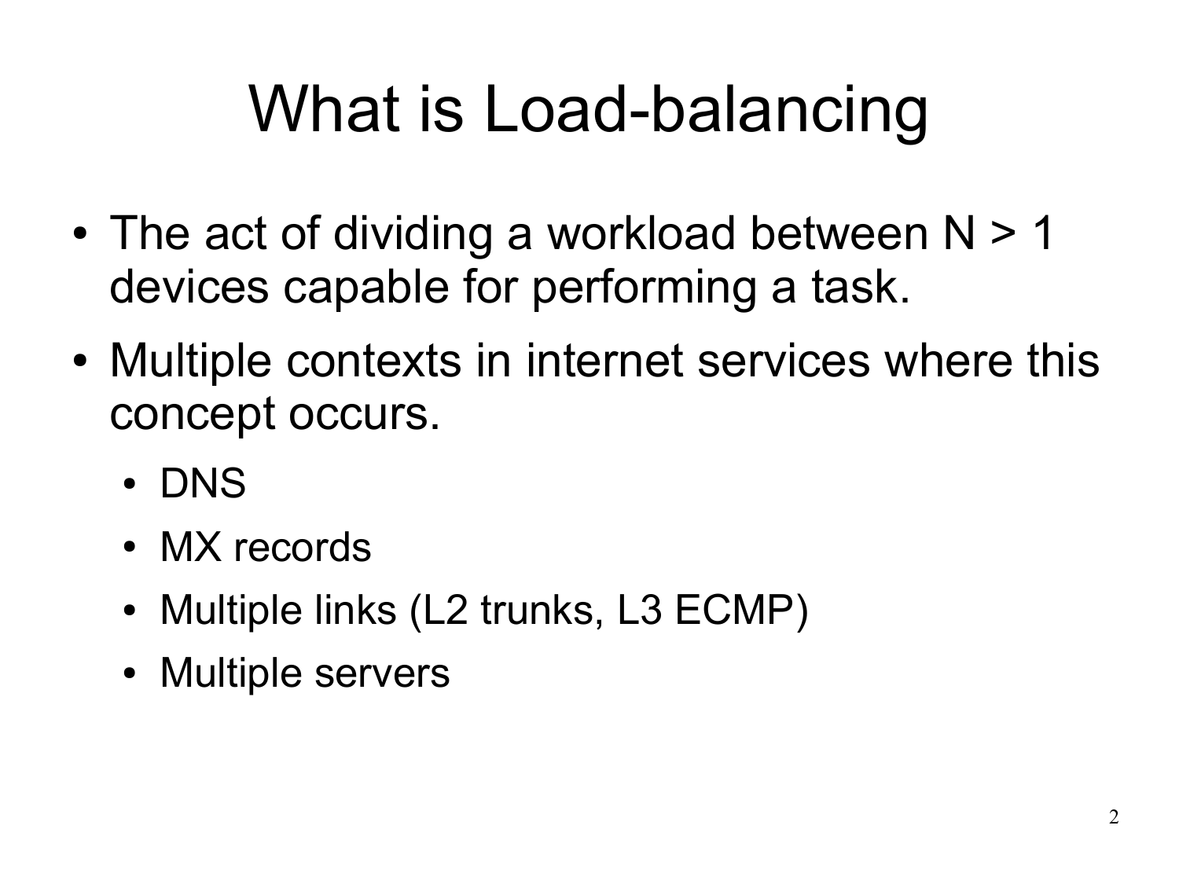# What is Load-balancing

- The act of dividing a workload between N > 1 devices capable for performing a task.
- Multiple contexts in internet services where this concept occurs.
  - DNS
  - MX records
  - Multiple links (L2 trunks, L3 ECMP)
  - Multiple servers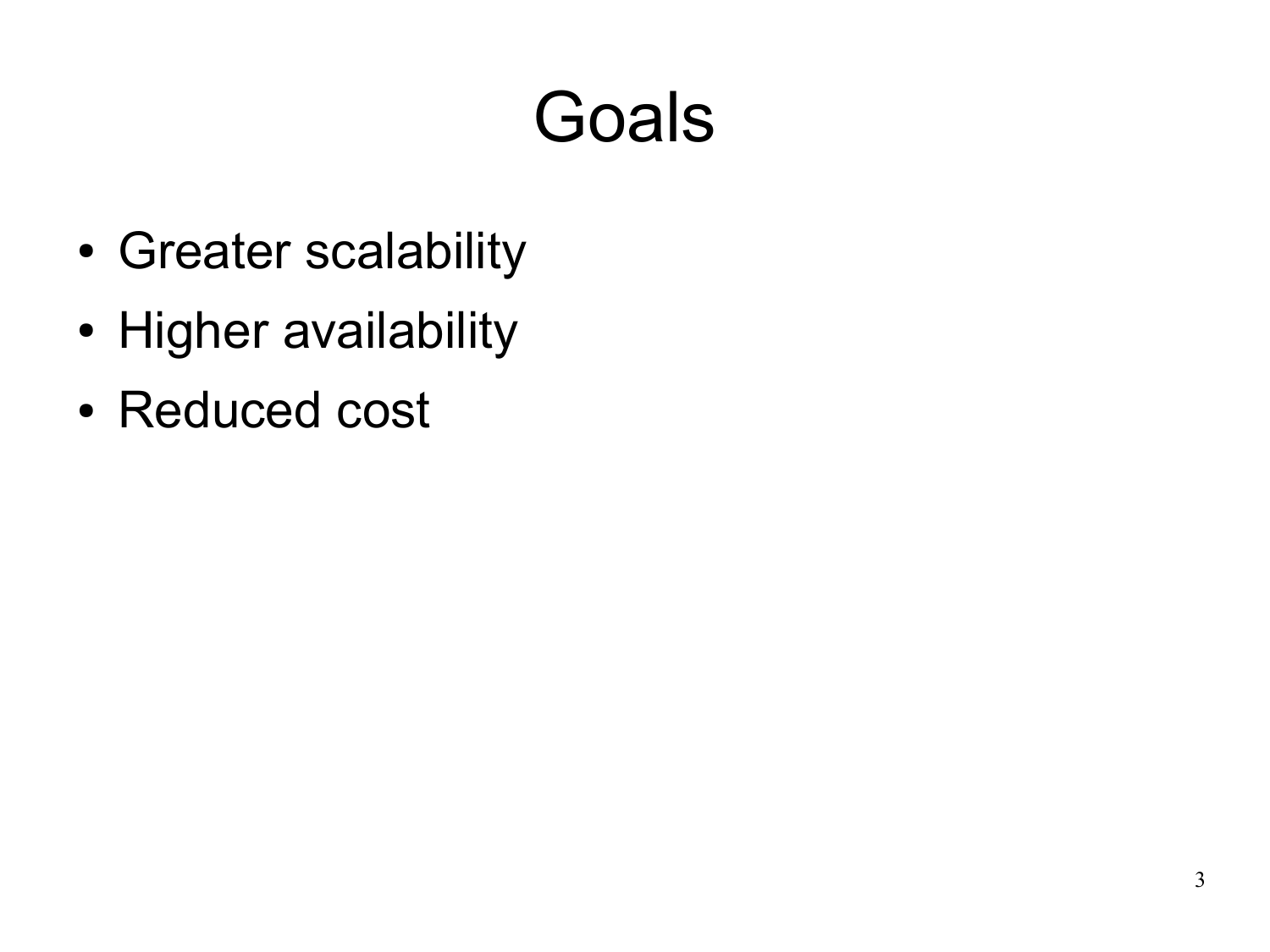# Goals

- Greater scalability
- Higher availability
- Reduced cost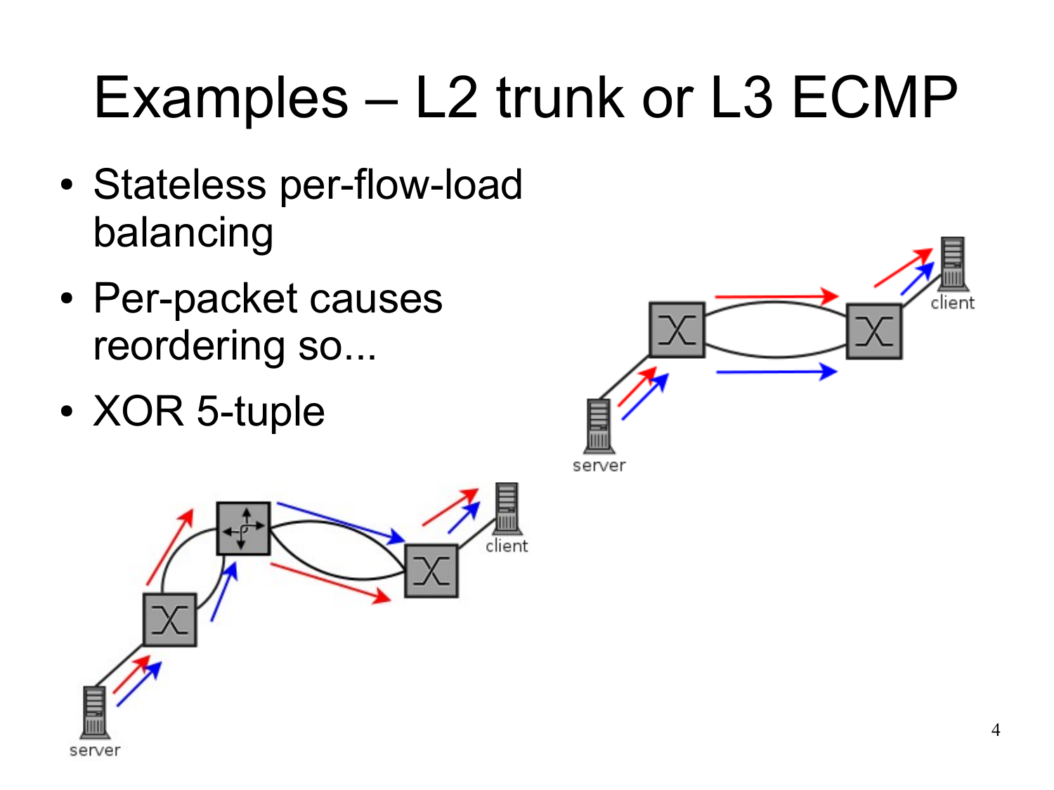# Examples – L2 trunk or L3 ECMP

- Stateless per-flow-load balancing
- Per-packet causes reordering so...
- XOR 5-tuple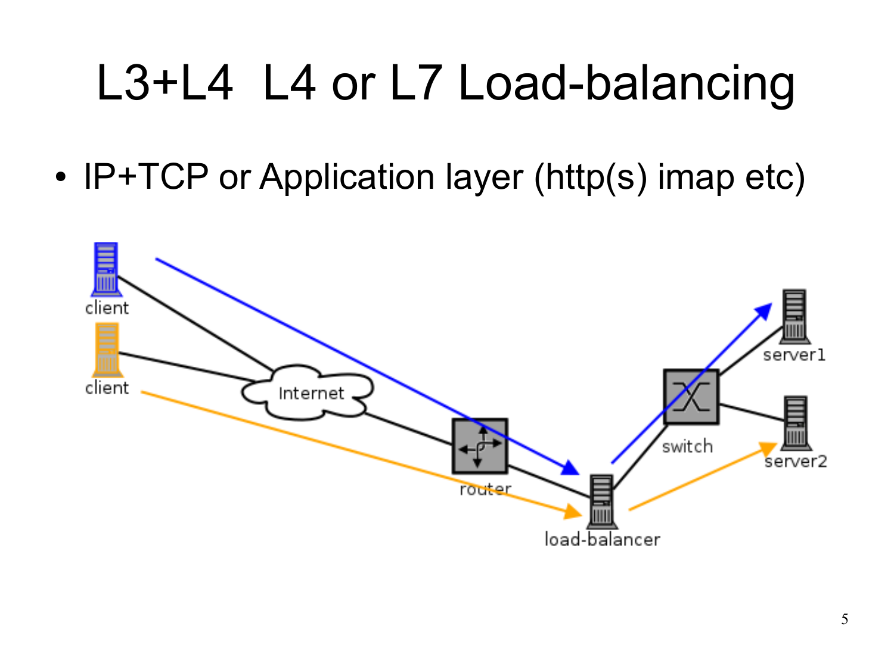# L3+L4 L4 or L7 Load-balancing

- IP+TCP or Application layer (http(s) imap etc)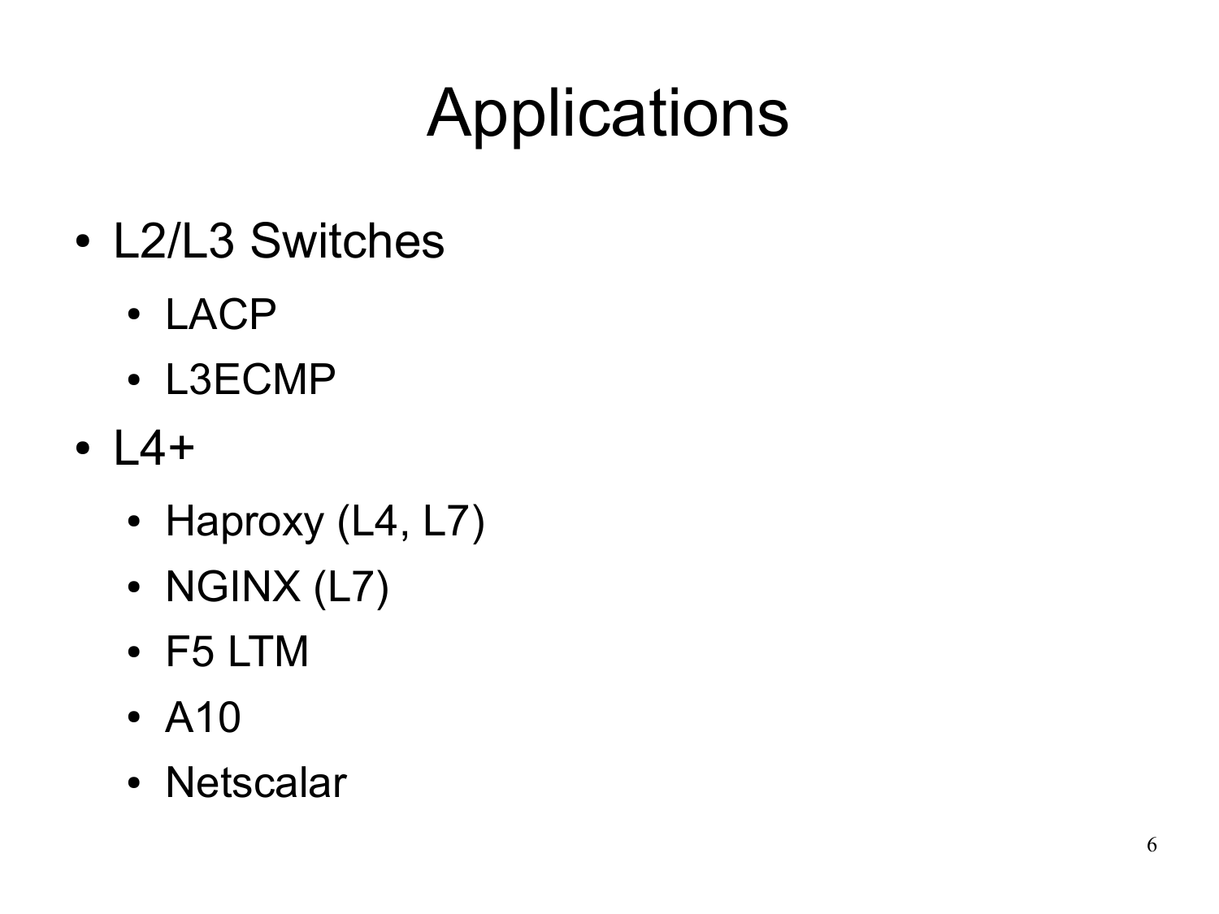# Applications

- L2/L3 Switches
  - LACP
  - L3ECMP
- L4+
  - Haproxy (L4, L7)
  - NGINX (L7)
  - F5 LTM
  - A10
  - Netscalar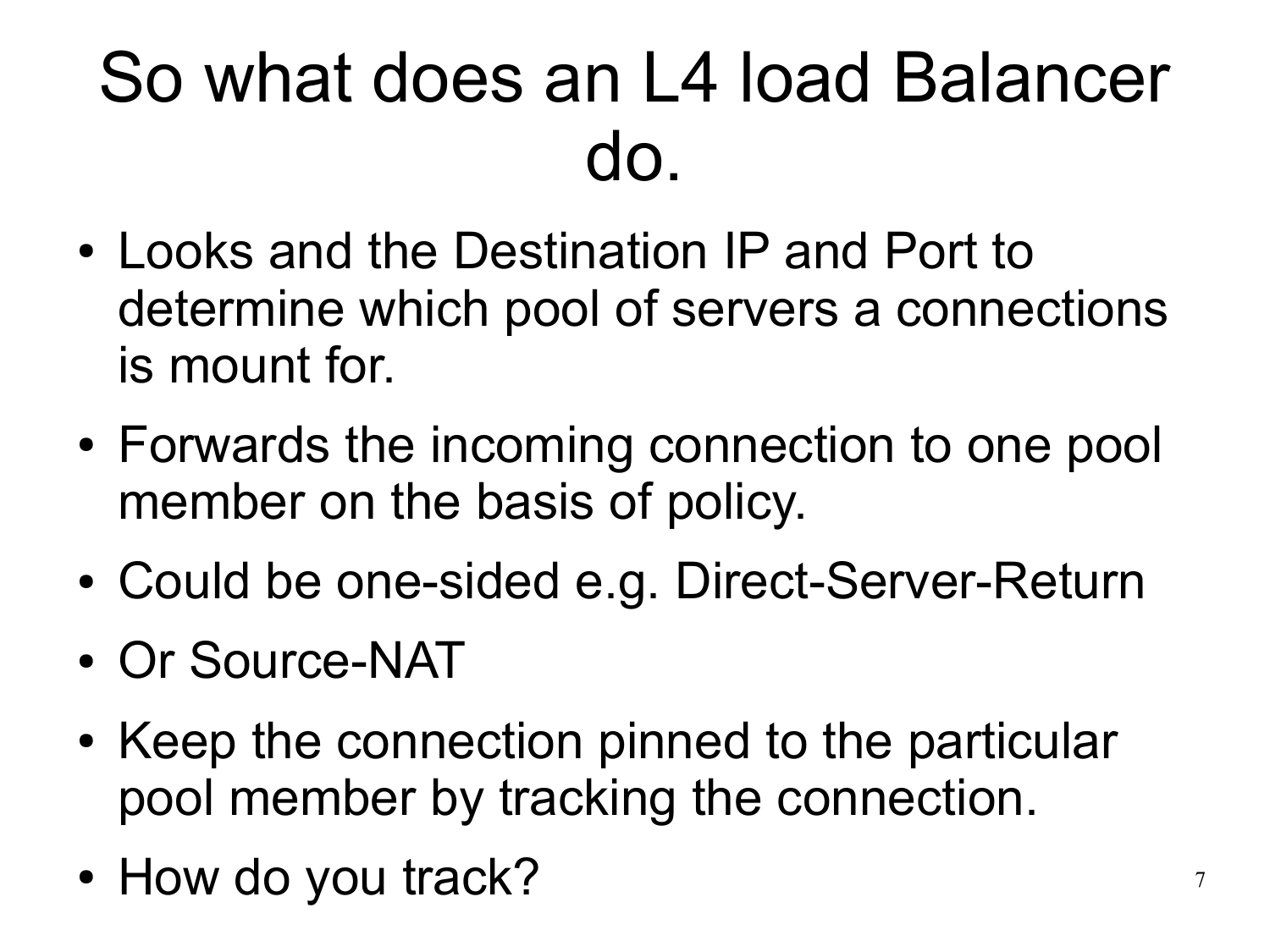# So what does an L4 load Balancer do.

- Looks and the Destination IP and Port to determine which pool of servers a connections is mount for.
- Forwards the incoming connection to one pool member on the basis of policy.
- Could be one-sided e.g. Direct-Server-Return
- Or Source-NAT
- Keep the connection pinned to the particular pool member by tracking the connection.
- How do you track?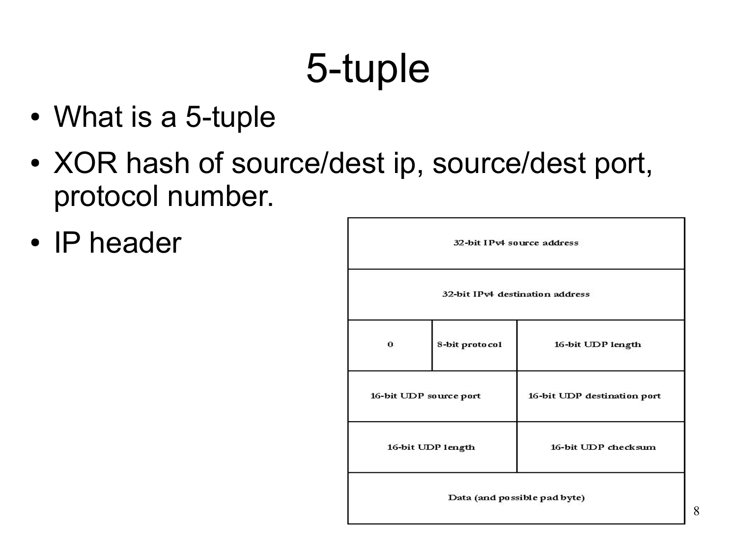# 5-tuple

- What is a 5-tuple
- XOR hash of source/dest ip, source/dest port, protocol number.
- IP header

| 32-bit IPv4 source address | | | |
|---|---|---|---|
| 32-bit IPv4 destination address | | | |
| 0 | 8-bit protocol | 16-bit UDP length | |
| 16-bit UDP source port | | 16-bit UDP destination port | |
| 16-bit UDP length | | 16-bit UDP checksum | |
| Data (and possible pad byte) | | | |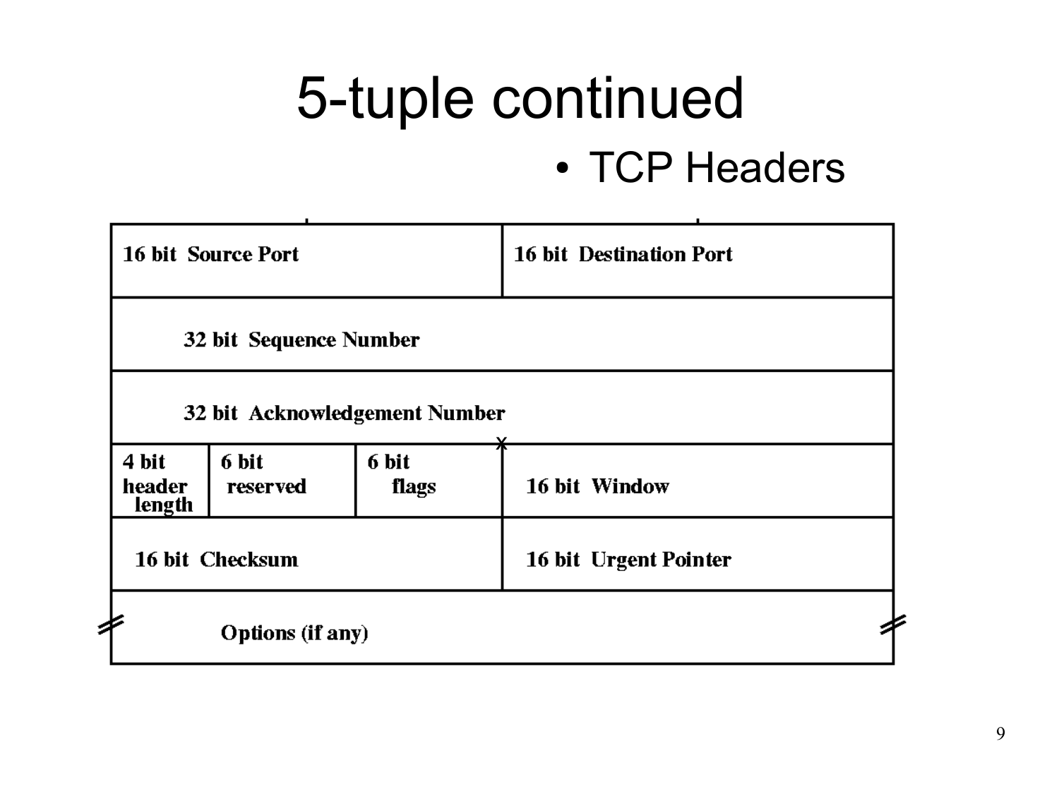# 5-tuple continued

- TCP Headers

| | | | |
|---|---|---|---|
| 16 bit Source Port | | | 16 bit Destination Port |
| 32 bit Sequence Number | | | |
| 32 bit Acknowledgement Number | | | |
| 4 bit header length | 6 bit reserved | 6 bit flags | 16 bit Window |
| 16 bit Checksum | | | 16 bit Urgent Pointer |
| Options (if any) | | | |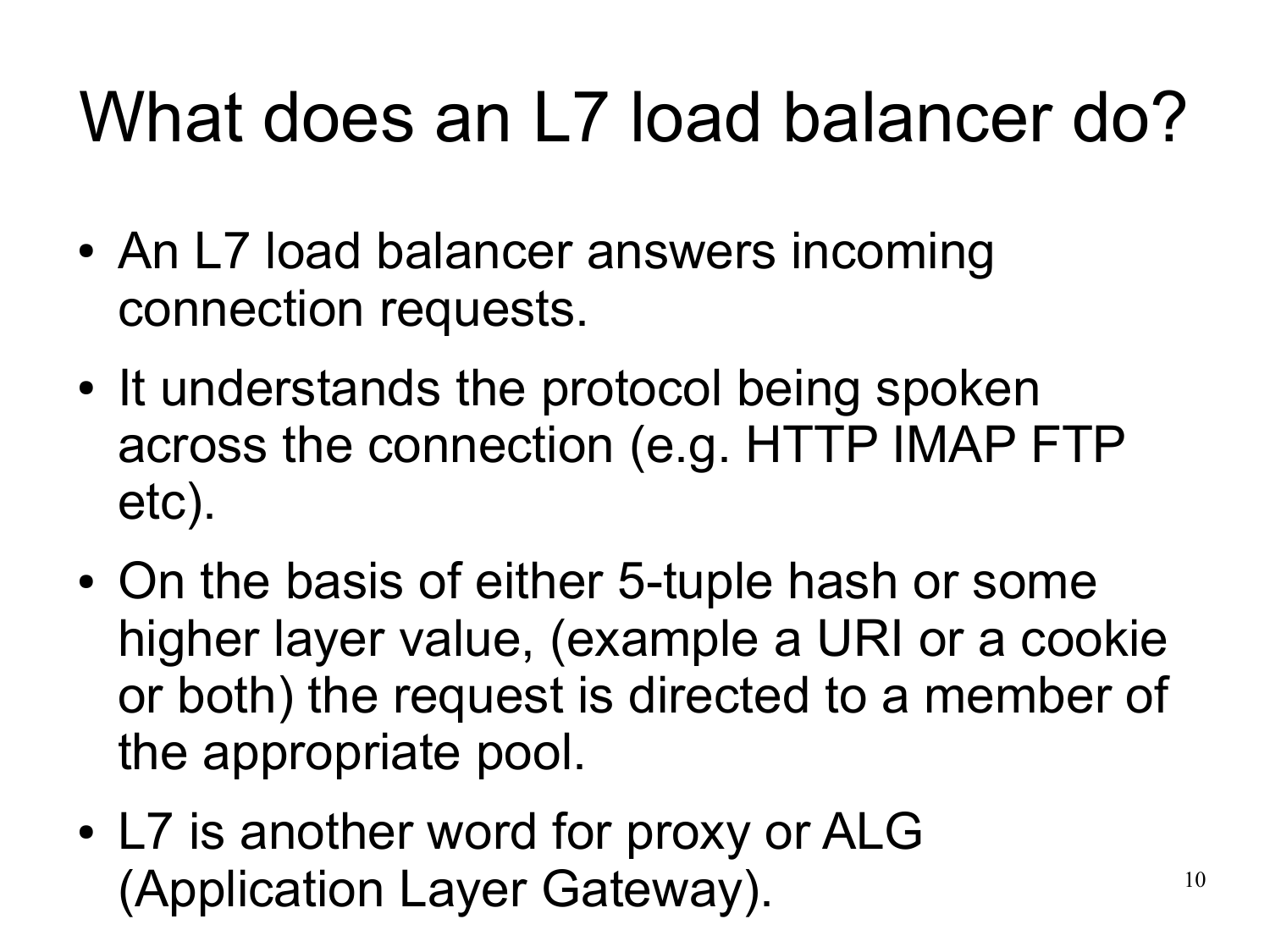# What does an L7 load balancer do?

- An L7 load balancer answers incoming connection requests.
- It understands the protocol being spoken across the connection (e.g. HTTP IMAP FTP etc).
- On the basis of either 5-tuple hash or some higher layer value, (example a URI or a cookie or both) the request is directed to a member of the appropriate pool.
- L7 is another word for proxy or ALG (Application Layer Gateway).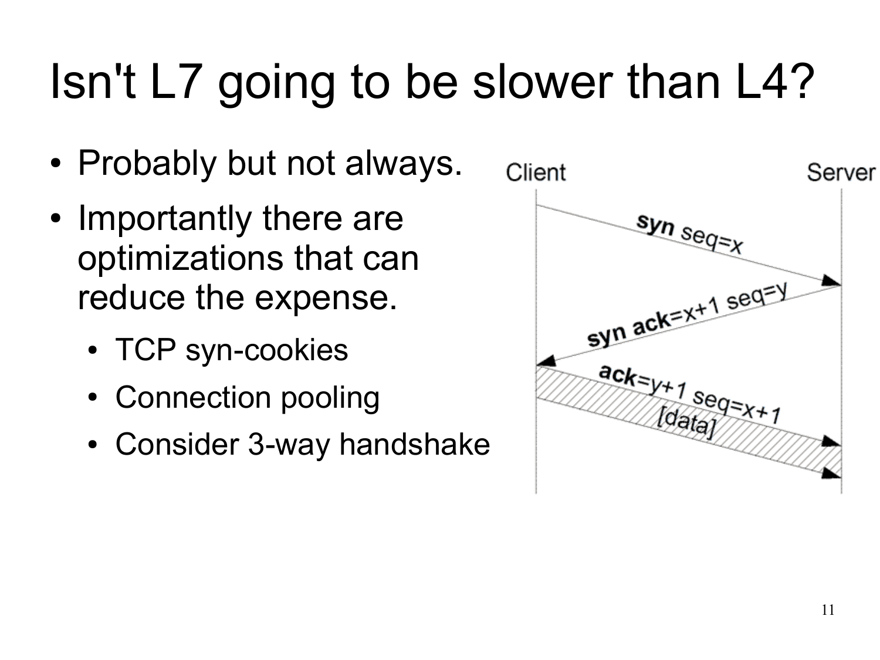# Isn't L7 going to be slower than L4?

- Probably but not always.
- Importantly there are optimizations that can reduce the expense.
  - TCP syn-cookies
  - Connection pooling
  - Consider 3-way handshake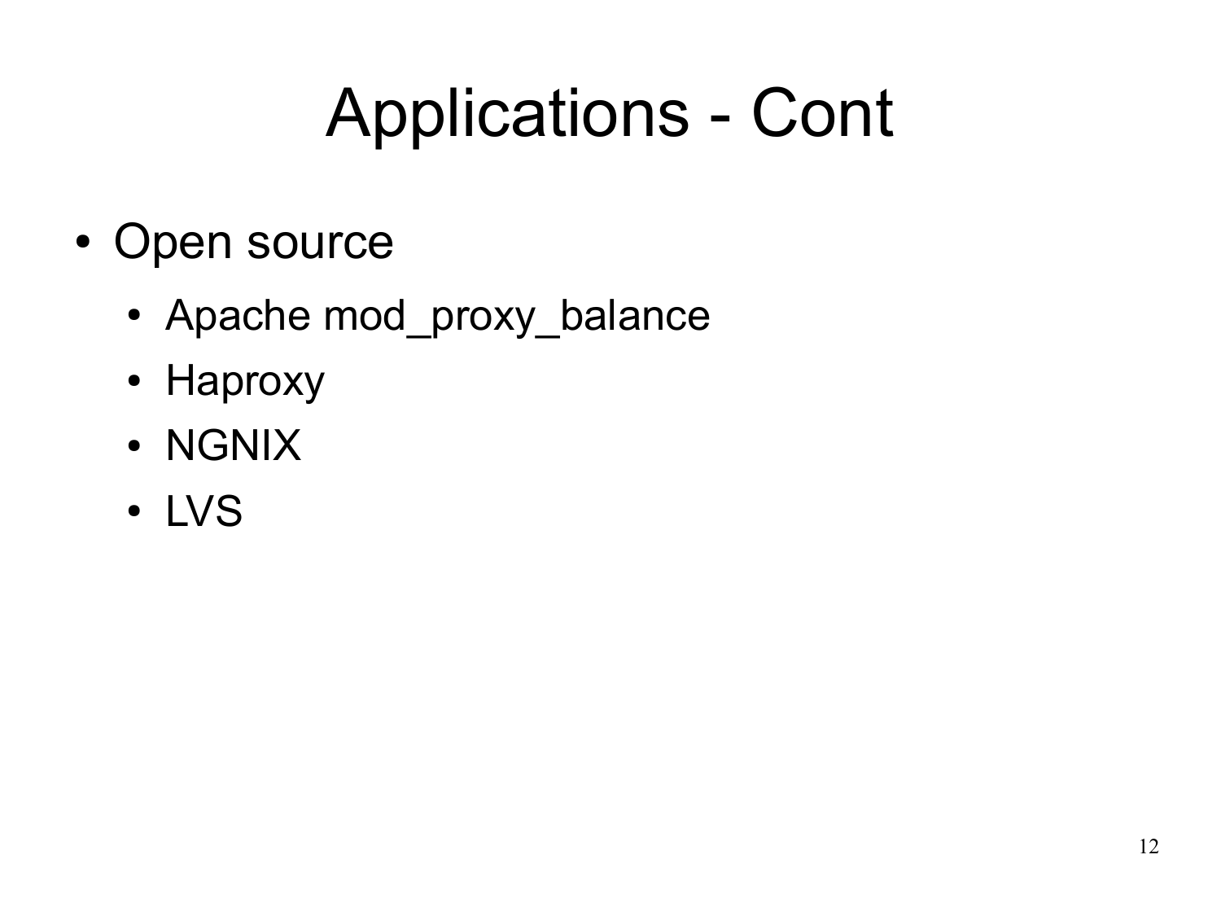# Applications - Cont

- Open source
  - Apache mod_proxy_balance
  - Haproxy
  - NGNIX
  - LVS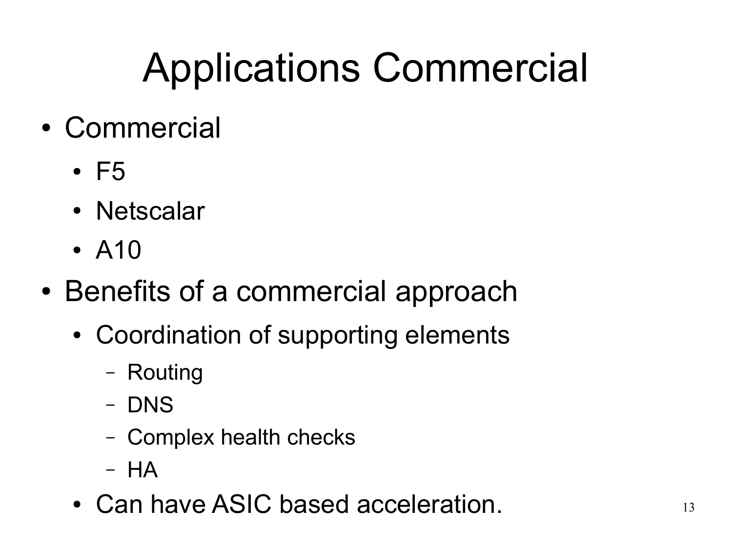# Applications Commercial

- Commercial
  - F5
  - Netscalar
  - A10
- Benefits of a commercial approach
  - Coordination of supporting elements
    - Routing
    - DNS
    - Complex health checks
    - HA
  - Can have ASIC based acceleration.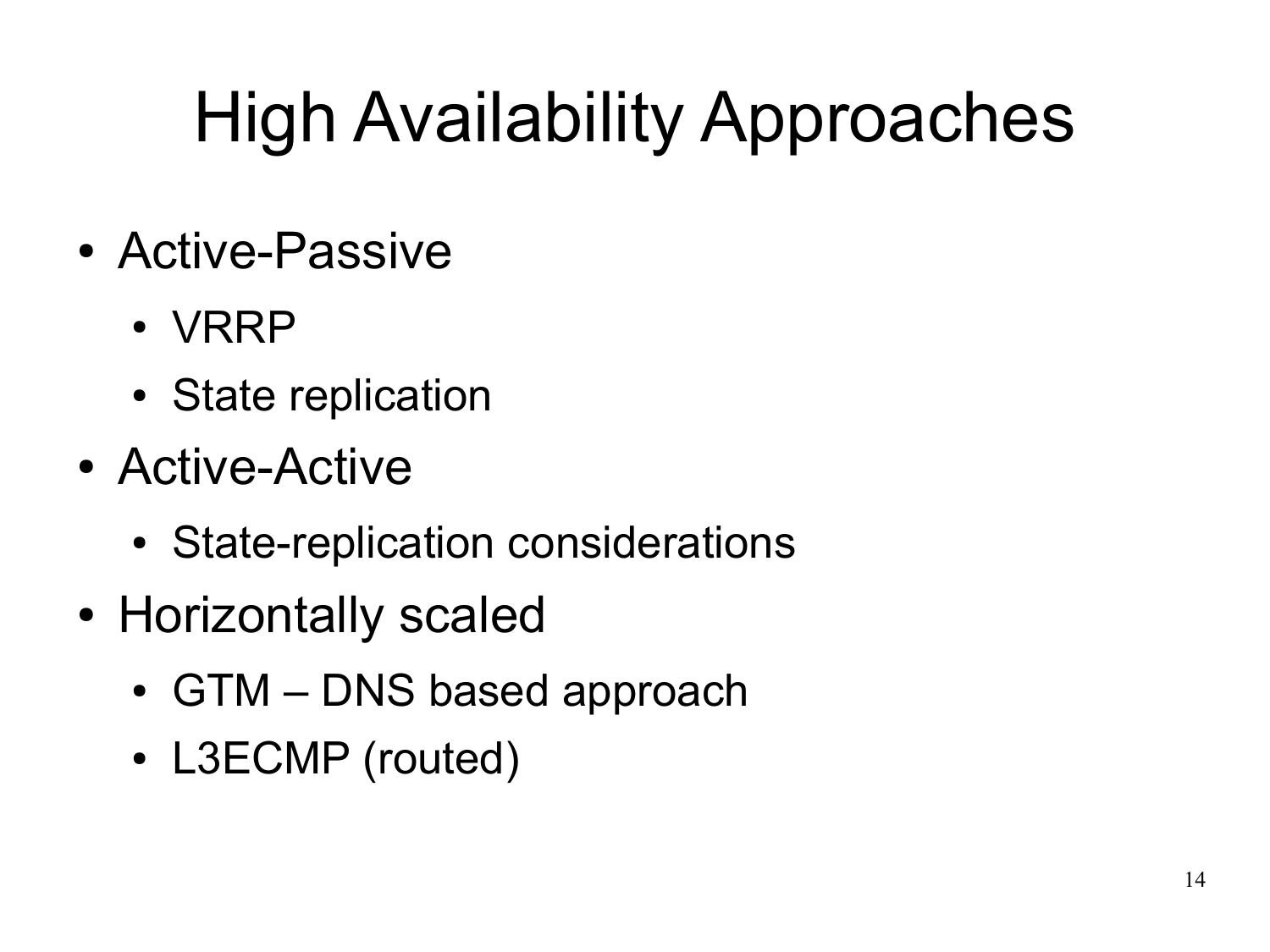# High Availability Approaches

- Active-Passive
  - VRRP
  - State replication
- Active-Active
  - State-replication considerations
- Horizontally scaled
  - GTM – DNS based approach
  - L3ECMP (routed)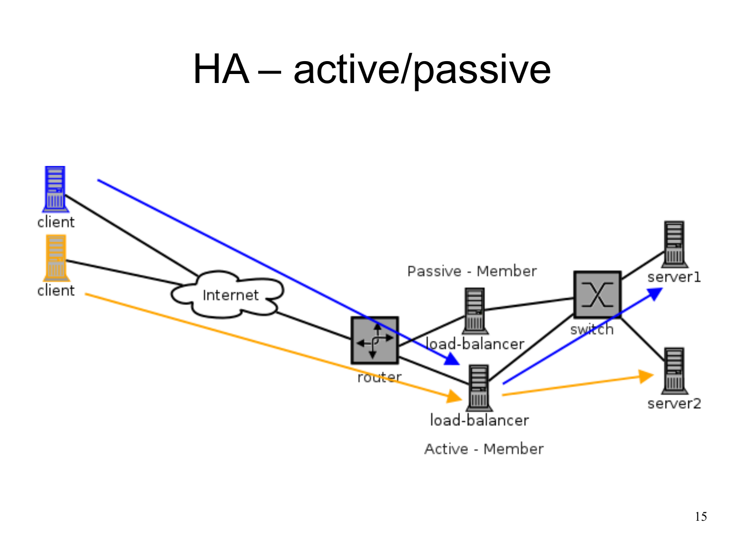# HA – active/passive

client

client

Internet

router

Passive - Member

load-balancer

load-balancer

Active - Member

switch

server1

server2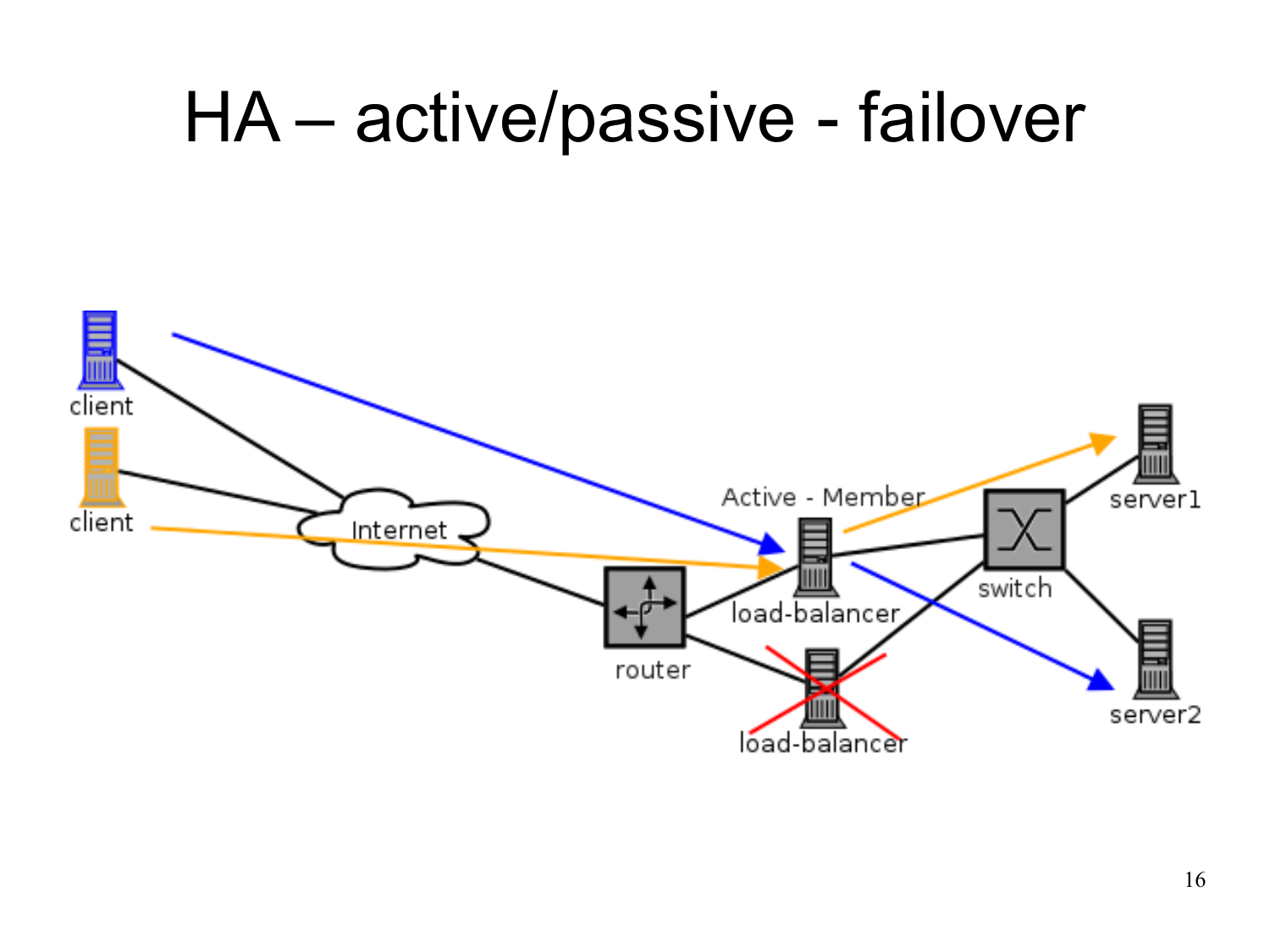# HA – active/passive - failover

client

client

Internet

router

Active - Member

load-balancer

load-balancer

switch

server1

server2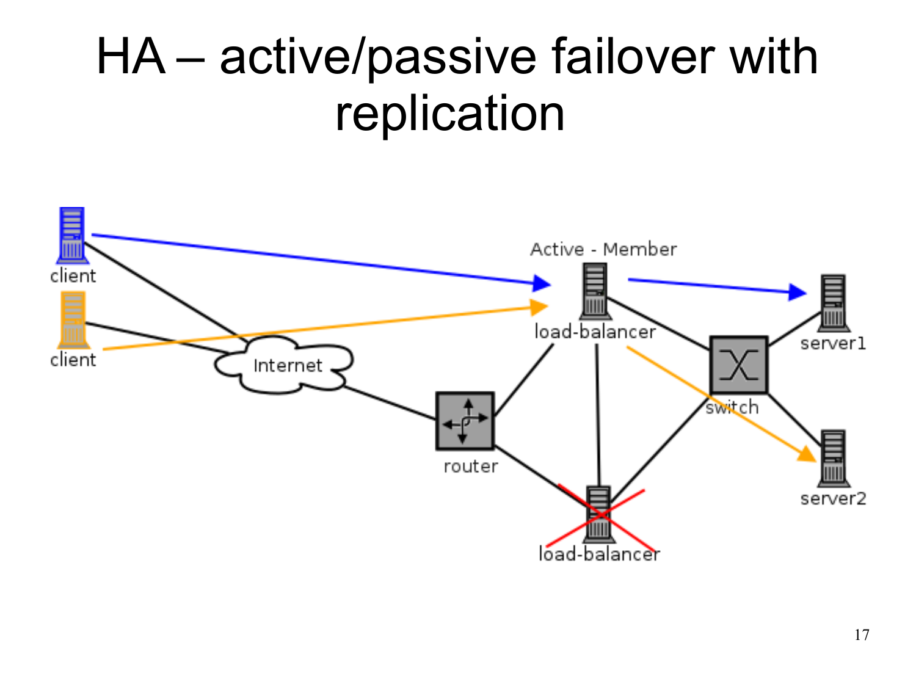# HA – active/passive failover with replication

client

client

Internet

router

Active - Member

load-balancer

load-balancer

switch

server1

server2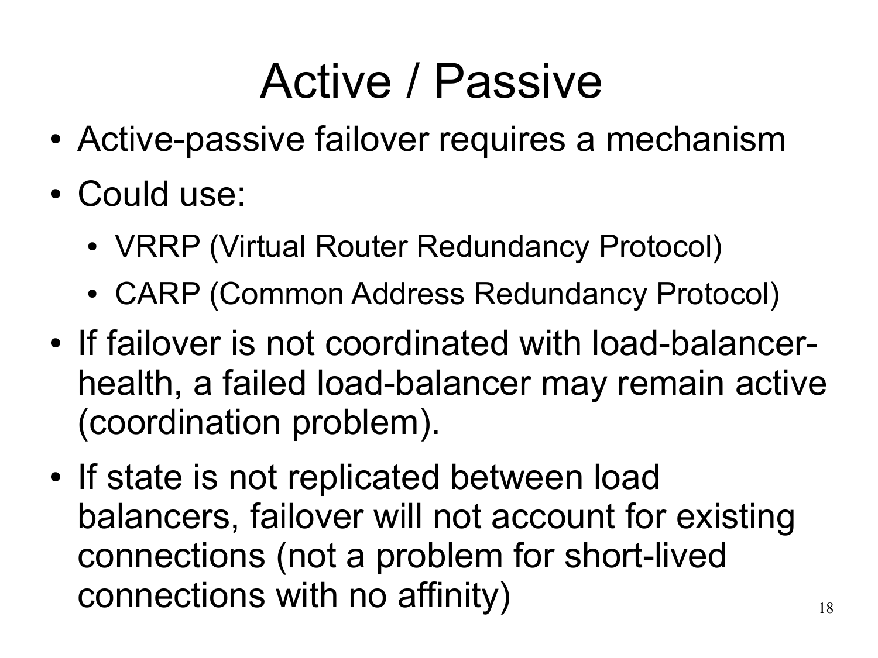# Active / Passive

- Active-passive failover requires a mechanism
- Could use:
  - VRRP (Virtual Router Redundancy Protocol)
  - CARP (Common Address Redundancy Protocol)
- If failover is not coordinated with load-balancer-health, a failed load-balancer may remain active (coordination problem).
- If state is not replicated between load balancers, failover will not account for existing connections (not a problem for short-lived connections with no affinity)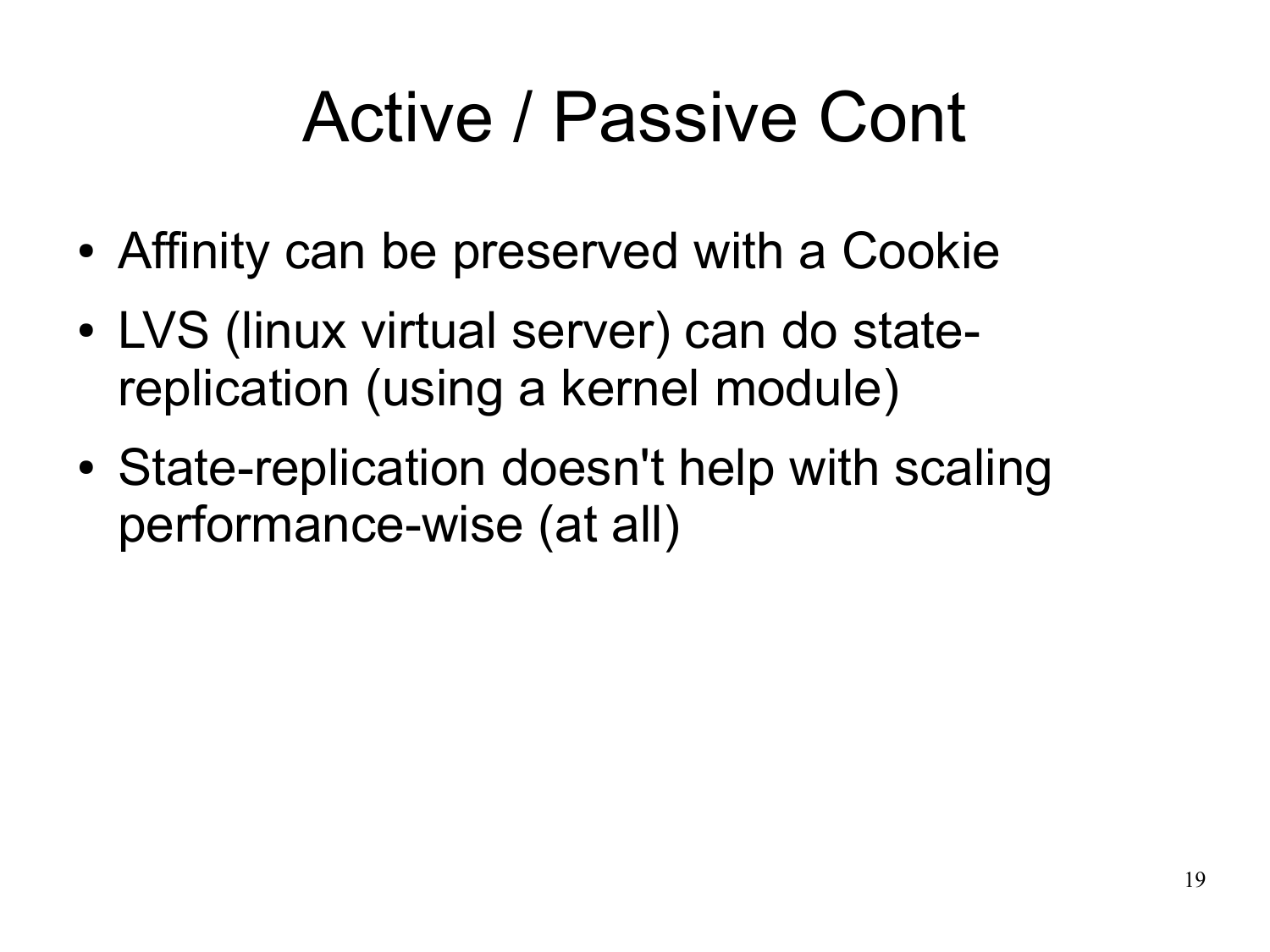# Active / Passive Cont

- Affinity can be preserved with a Cookie
- LVS (linux virtual server) can do state-replication (using a kernel module)
- State-replication doesn't help with scaling performance-wise (at all)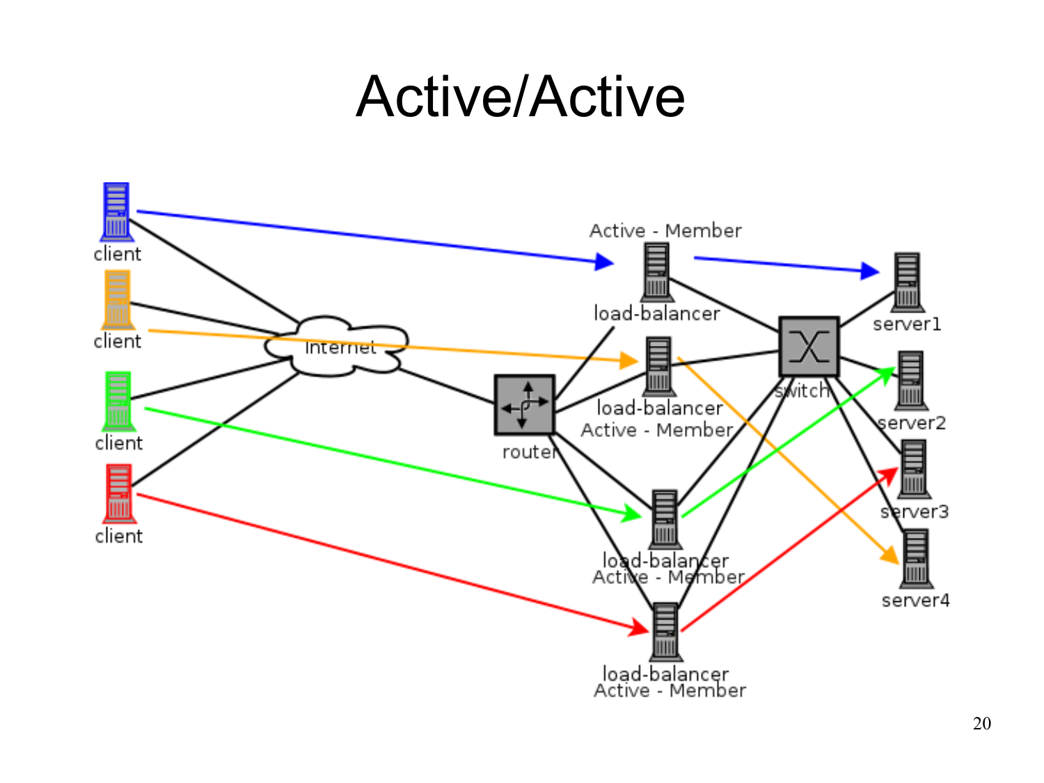# Active/Active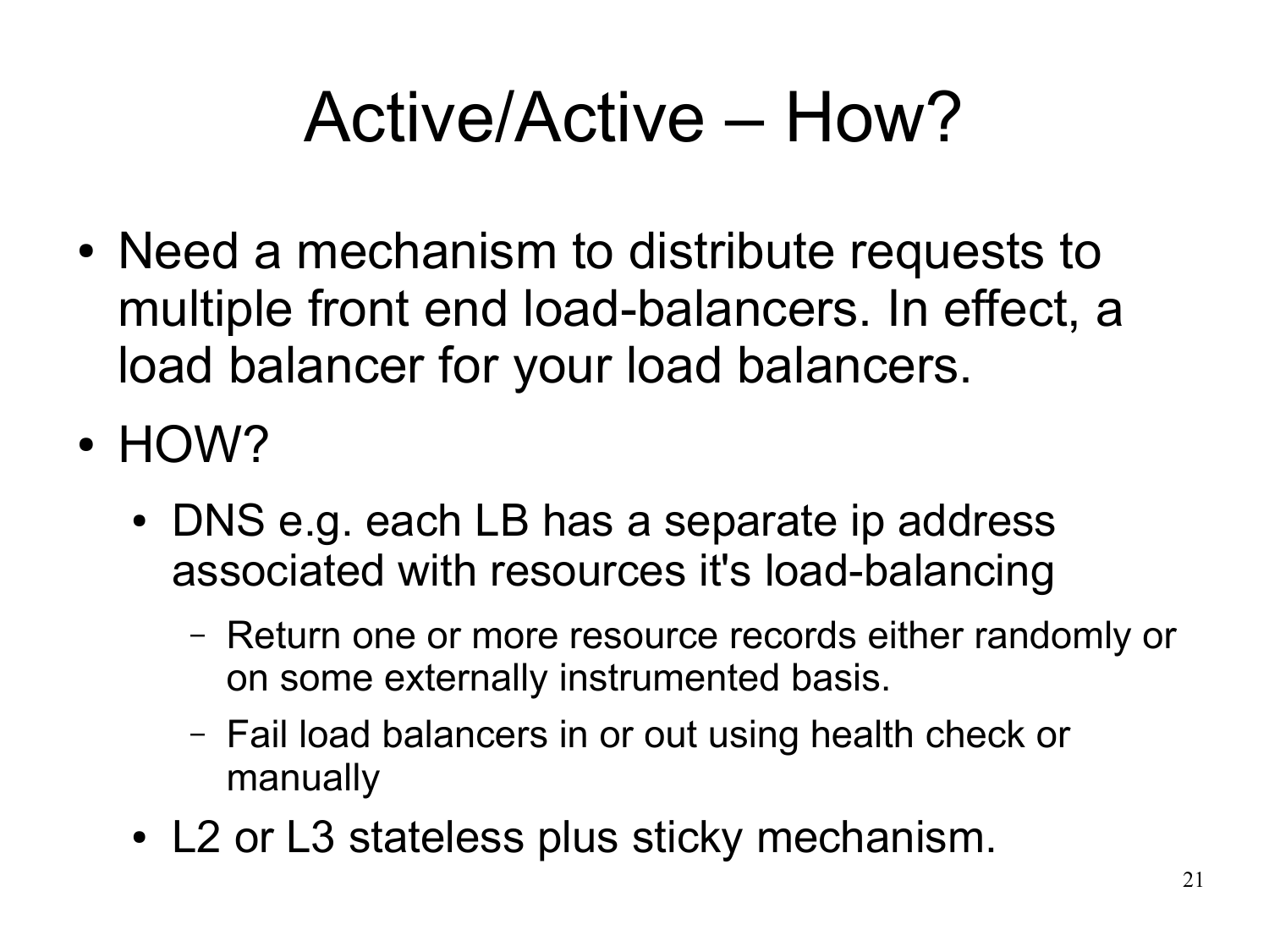# Active/Active – How?

- Need a mechanism to distribute requests to multiple front end load-balancers. In effect, a load balancer for your load balancers.
- HOW?
  - DNS e.g. each LB has a separate ip address associated with resources it's load-balancing
    - Return one or more resource records either randomly or on some externally instrumented basis.
    - Fail load balancers in or out using health check or manually
  - L2 or L3 stateless plus sticky mechanism.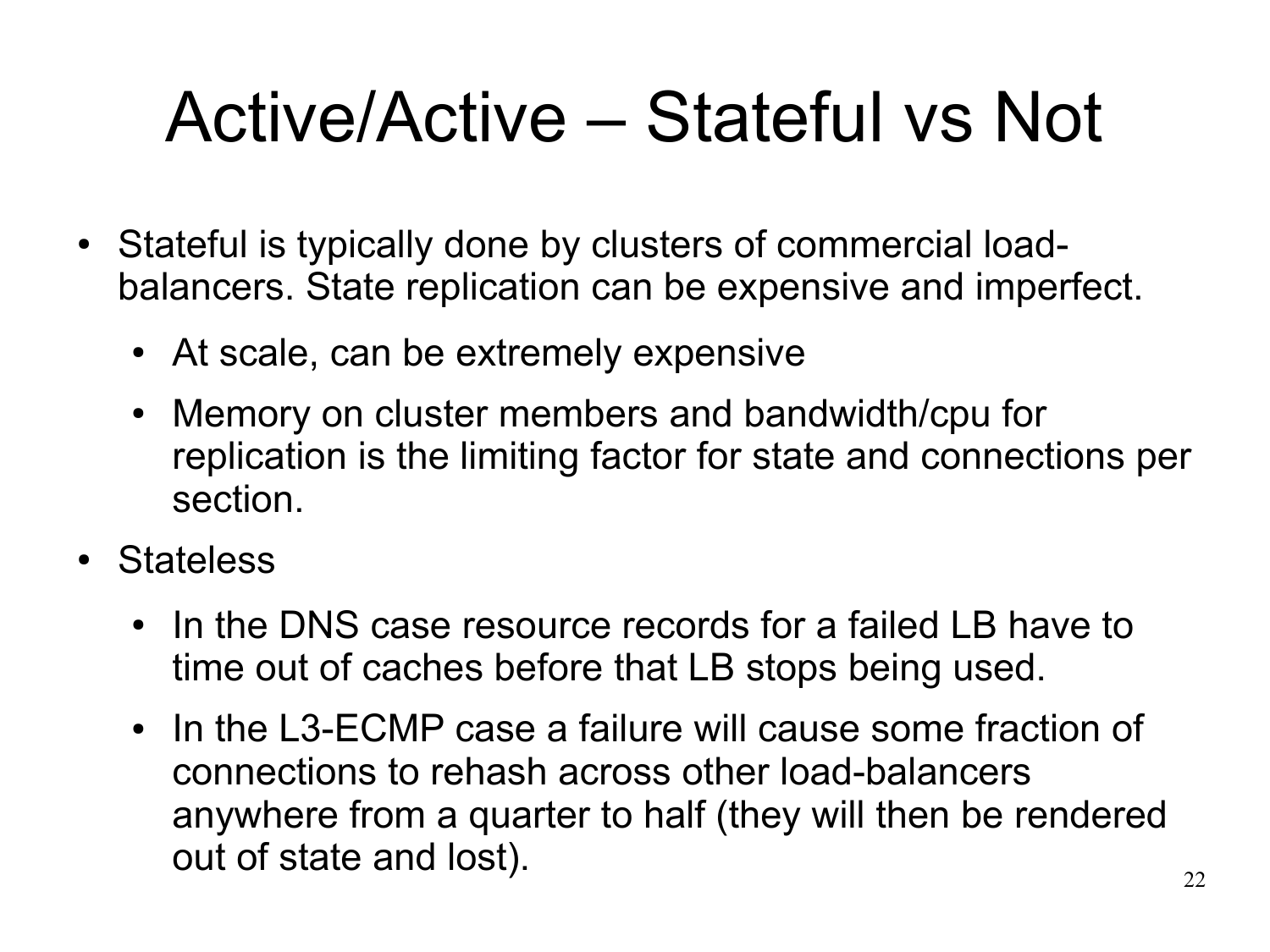# Active/Active – Stateful vs Not

- Stateful is typically done by clusters of commercial load-balancers. State replication can be expensive and imperfect.
  - At scale, can be extremely expensive
  - Memory on cluster members and bandwidth/cpu for replication is the limiting factor for state and connections per section.
- Stateless
  - In the DNS case resource records for a failed LB have to time out of caches before that LB stops being used.
  - In the L3-ECMP case a failure will cause some fraction of connections to rehash across other load-balancers anywhere from a quarter to half (they will then be rendered out of state and lost).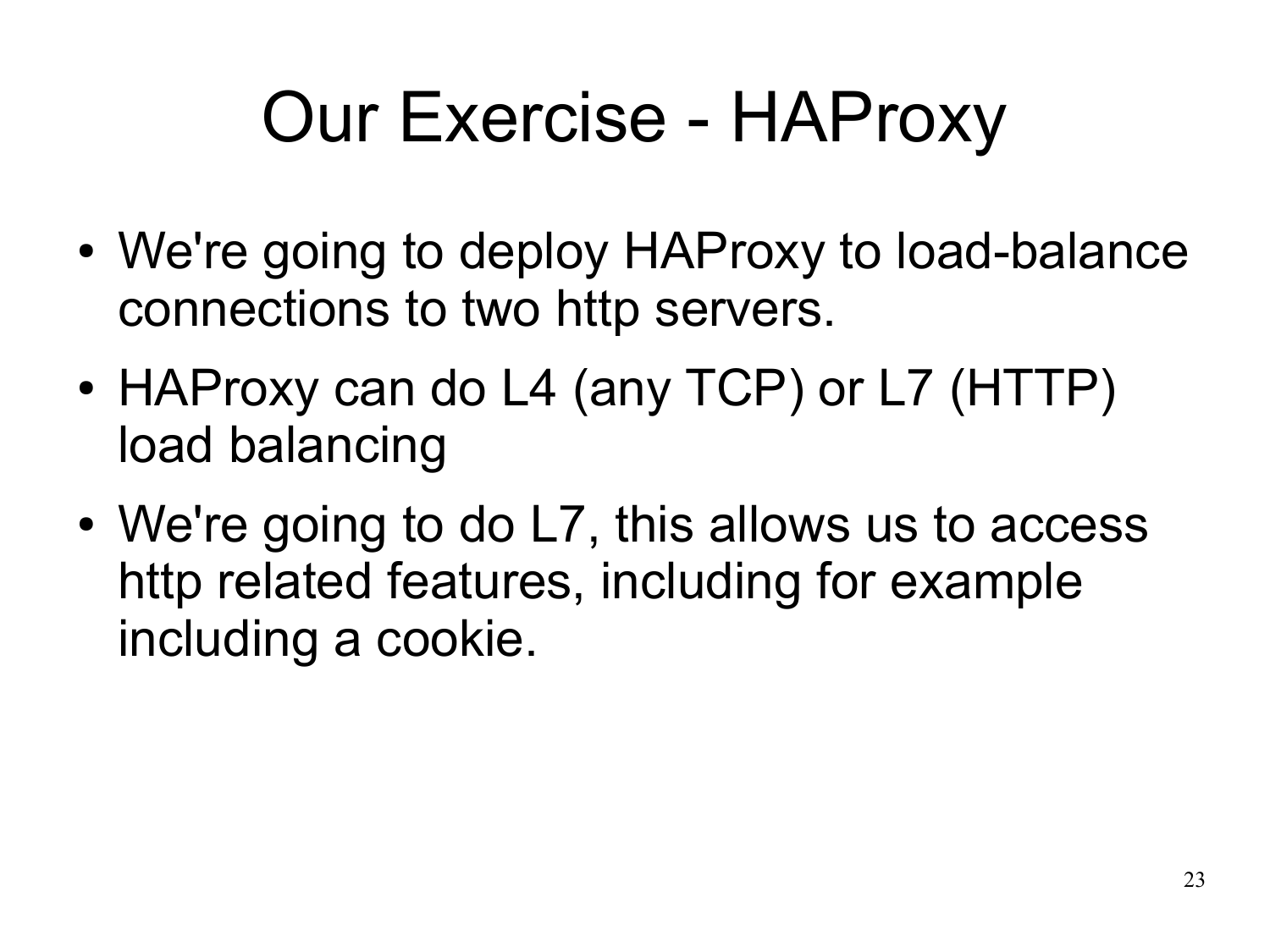# Our Exercise - HAProxy

- We're going to deploy HAProxy to load-balance connections to two http servers.
- HAProxy can do L4 (any TCP) or L7 (HTTP) load balancing
- We're going to do L7, this allows us to access http related features, including for example including a cookie.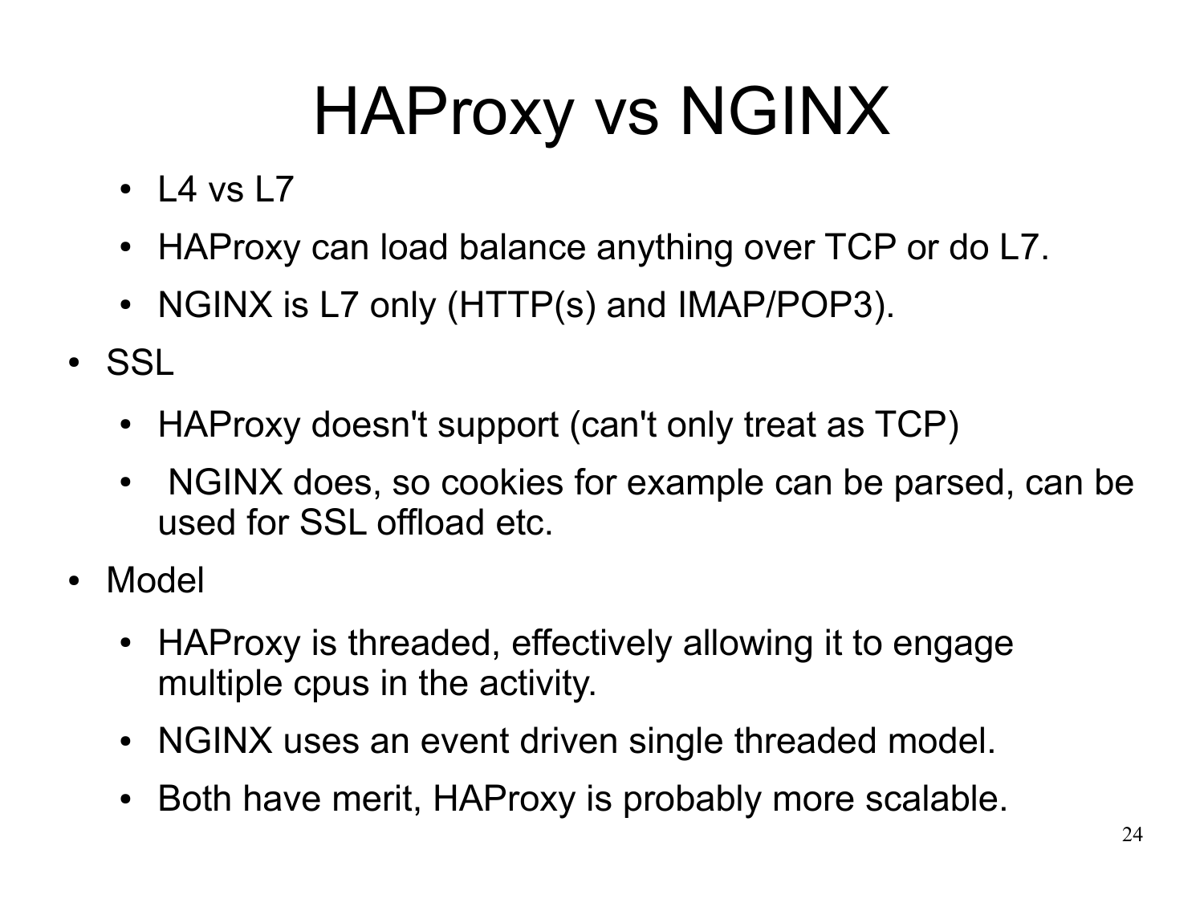# HAProxy vs NGINX

- L4 vs L7
  - HAProxy can load balance anything over TCP or do L7.
  - NGINX is L7 only (HTTP(s) and IMAP/POP3).
- SSL
  - HAProxy doesn't support (can't only treat as TCP)
  - NGINX does, so cookies for example can be parsed, can be used for SSL offload etc.
- Model
  - HAProxy is threaded, effectively allowing it to engage multiple cpus in the activity.
  - NGINX uses an event driven single threaded model.
  - Both have merit, HAProxy is probably more scalable.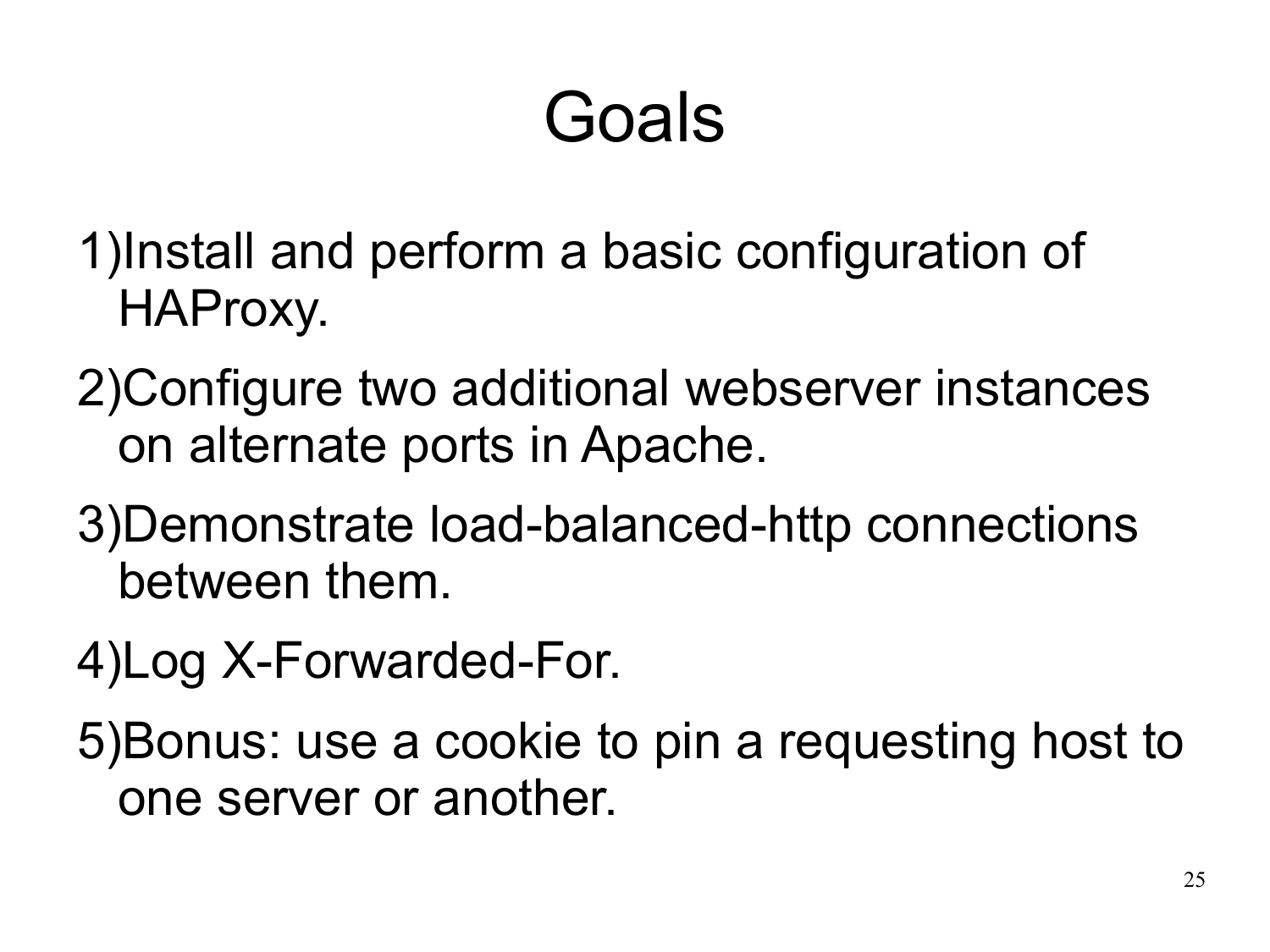# Goals

1) Install and perform a basic configuration of HAProxy.
2) Configure two additional webserver instances on alternate ports in Apache.
3) Demonstrate load-balanced-http connections between them.
4) Log X-Forwarded-For.
5) Bonus: use a cookie to pin a requesting host to one server or another.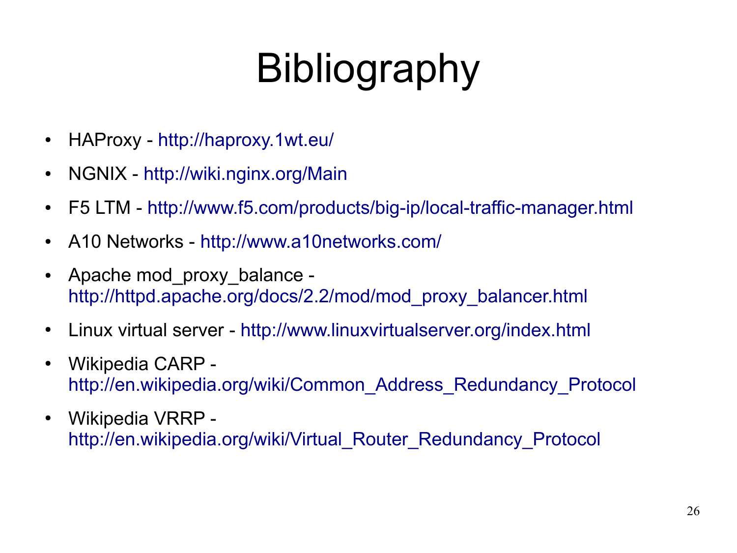# Bibliography

- HAProxy - http://haproxy.1wt.eu/
- NGNIX - http://wiki.nginx.org/Main
- F5 LTM - http://www.f5.com/products/big-ip/local-traffic-manager.html
- A10 Networks - http://www.a10networks.com/
- Apache mod_proxy_balance - http://httpd.apache.org/docs/2.2/mod/mod_proxy_balancer.html
- Linux virtual server - http://www.linuxvirtualserver.org/index.html
- Wikipedia CARP - http://en.wikipedia.org/wiki/Common_Address_Redundancy_Protocol
- Wikipedia VRRP - http://en.wikipedia.org/wiki/Virtual_Router_Redundancy_Protocol